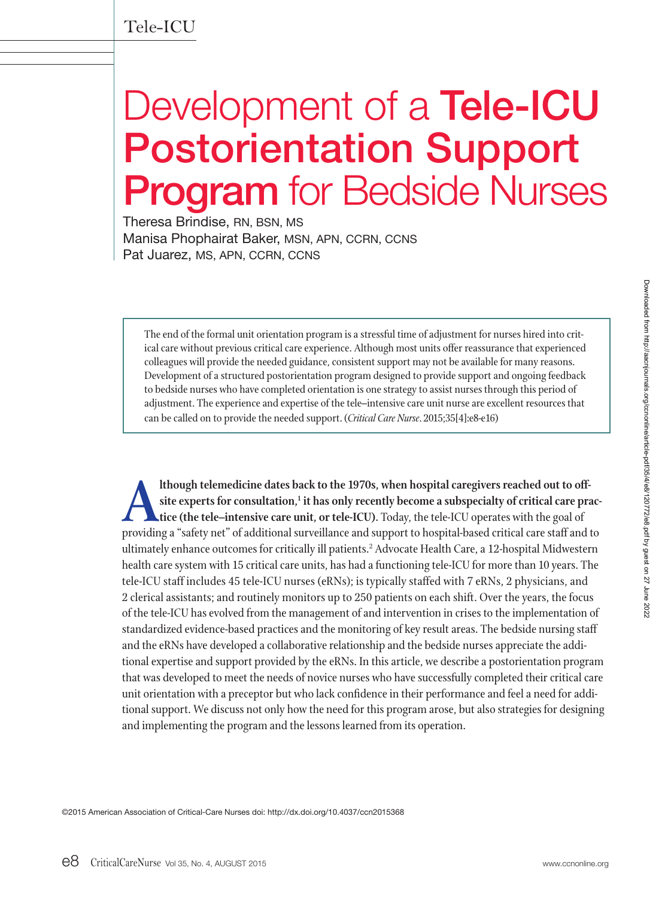# Development of a Tele-ICU Postorientation Support Program for Bedside Nurses

Theresa Brindise, RN, BSN, MS
Manisa Phophairat Baker, MSN, APN, CCRN, CCNS
Pat Juarez, MS, APN, CCRN, CCNS

The end of the formal unit orientation program is a stressful time of adjustment for nurses hired into critical care without previous critical care experience. Although most units offer reassurance that experienced colleagues will provide the needed guidance, consistent support may not be available for many reasons. Development of a structured postorientation program designed to provide support and ongoing feedback to bedside nurses who have completed orientation is one strategy to assist nurses through this period of adjustment. The experience and expertise of the tele–intensive care unit nurse are excellent resources that can be called on to provide the needed support. (*Critical Care Nurse*. 2015;35[4]:e8-e16)

**Although telemedicine dates back to the 1970s, when hospital caregivers reached out to off-site experts for consultation,[1] it has only recently become a subspecialty of critical care practice (the tele–intensive care unit, or tele-ICU).** Today, the tele-ICU operates with the goal of providing a "safety net" of additional surveillance and support to hospital-based critical care staff and to ultimately enhance outcomes for critically ill patients.[2] Advocate Health Care, a 12-hospital Midwestern health care system with 15 critical care units, has had a functioning tele-ICU for more than 10 years. The tele-ICU staff includes 45 tele-ICU nurses (eRNs); is typically staffed with 7 eRNs, 2 physicians, and 2 clerical assistants; and routinely monitors up to 250 patients on each shift. Over the years, the focus of the tele-ICU has evolved from the management of and intervention in crises to the implementation of standardized evidence-based practices and the monitoring of key result areas. The bedside nursing staff and the eRNs have developed a collaborative relationship and the bedside nurses appreciate the additional expertise and support provided by the eRNs. In this article, we describe a postorientation program that was developed to meet the needs of novice nurses who have successfully completed their critical care unit orientation with a preceptor but who lack confidence in their performance and feel a need for additional support. We discuss not only how the need for this program arose, but also strategies for designing and implementing the program and the lessons learned from its operation.

©2015 American Association of Critical-Care Nurses doi: http://dx.doi.org/10.4037/ccn2015368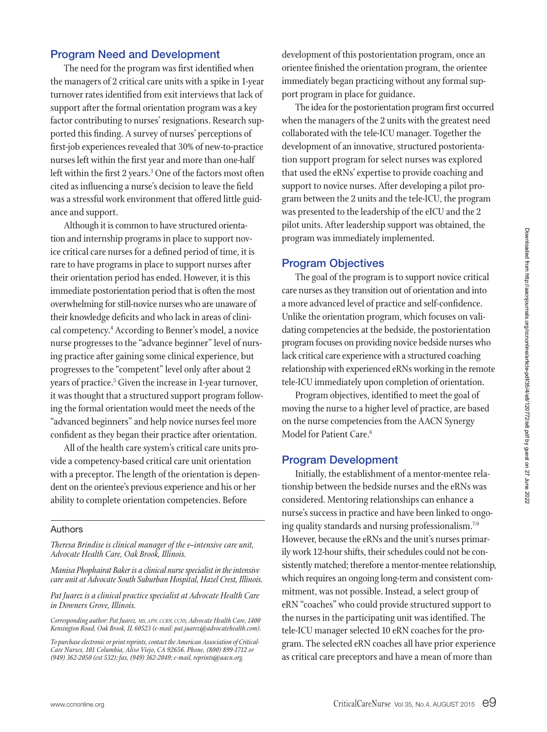## Program Need and Development

The need for the program was first identified when the managers of 2 critical care units with a spike in 1-year turnover rates identified from exit interviews that lack of support after the formal orientation program was a key factor contributing to nurses' resignations. Research supported this finding. A survey of nurses' perceptions of first-job experiences revealed that 30% of new-to-practice nurses left within the first year and more than one-half left within the first 2 years.[3] One of the factors most often cited as influencing a nurse's decision to leave the field was a stressful work environment that offered little guidance and support.

Although it is common to have structured orientation and internship programs in place to support novice critical care nurses for a defined period of time, it is rare to have programs in place to support nurses after their orientation period has ended. However, it is this immediate postorientation period that is often the most overwhelming for still-novice nurses who are unaware of their knowledge deficits and who lack in areas of clinical competency.[4] According to Benner's model, a novice nurse progresses to the "advance beginner" level of nursing practice after gaining some clinical experience, but progresses to the "competent" level only after about 2 years of practice.[5] Given the increase in 1-year turnover, it was thought that a structured support program following the formal orientation would meet the needs of the "advanced beginners" and help novice nurses feel more confident as they began their practice after orientation.

All of the health care system's critical care units provide a competency-based critical care unit orientation with a preceptor. The length of the orientation is dependent on the orientee's previous experience and his or her ability to complete orientation competencies. Before development of this postorientation program, once an orientee finished the orientation program, the orientee immediately began practicing without any formal support program in place for guidance.

The idea for the postorientation program first occurred when the managers of the 2 units with the greatest need collaborated with the tele-ICU manager. Together the development of an innovative, structured postorientation support program for select nurses was explored that used the eRNs' expertise to provide coaching and support to novice nurses. After developing a pilot program between the 2 units and the tele-ICU, the program was presented to the leadership of the eICU and the 2 pilot units. After leadership support was obtained, the program was immediately implemented.

## Program Objectives

The goal of the program is to support novice critical care nurses as they transition out of orientation and into a more advanced level of practice and self-confidence. Unlike the orientation program, which focuses on validating competencies at the bedside, the postorientation program focuses on providing novice bedside nurses who lack critical care experience with a structured coaching relationship with experienced eRNs working in the remote tele-ICU immediately upon completion of orientation.

Program objectives, identified to meet the goal of moving the nurse to a higher level of practice, are based on the nurse competencies from the AACN Synergy Model for Patient Care.[6]

## Program Development

Initially, the establishment of a mentor-mentee relationship between the bedside nurses and the eRNs was considered. Mentoring relationships can enhance a nurse's success in practice and have been linked to ongoing quality standards and nursing professionalism.[7-9] However, because the eRNs and the unit's nurses primarily work 12-hour shifts, their schedules could not be consistently matched; therefore a mentor-mentee relationship, which requires an ongoing long-term and consistent commitment, was not possible. Instead, a select group of eRN "coaches" who could provide structured support to the nurses in the participating unit was identified. The tele-ICU manager selected 10 eRN coaches for the program. The selected eRN coaches all have prior experience as critical care preceptors and have a mean of more than

---

### Authors

*Theresa Brindise is clinical manager of the e–intensive care unit, Advocate Health Care, Oak Brook, Illinois.*

*Manisa Phophairat Baker is a clinical nurse specialist in the intensive care unit at Advocate South Suburban Hospital, Hazel Crest, Illinois.*

*Pat Juarez is a clinical practice specialist at Advocate Health Care in Downers Grove, Illinois.*

*Corresponding author: Pat Juarez, MS, APN, CCRN, CCNS, Advocate Health Care, 1400 Kensington Road, Oak Brook, IL 60523 (e-mail: pat.juarez@advocatehealth.com).*

*To purchase electronic or print reprints, contact the American Association of Critical-Care Nurses, 101 Columbia, Aliso Viejo, CA 92656. Phone, (800) 899-1712 or (949) 362-2050 (ext 532); fax, (949) 362-2049; e-mail, reprints@aacn.org.*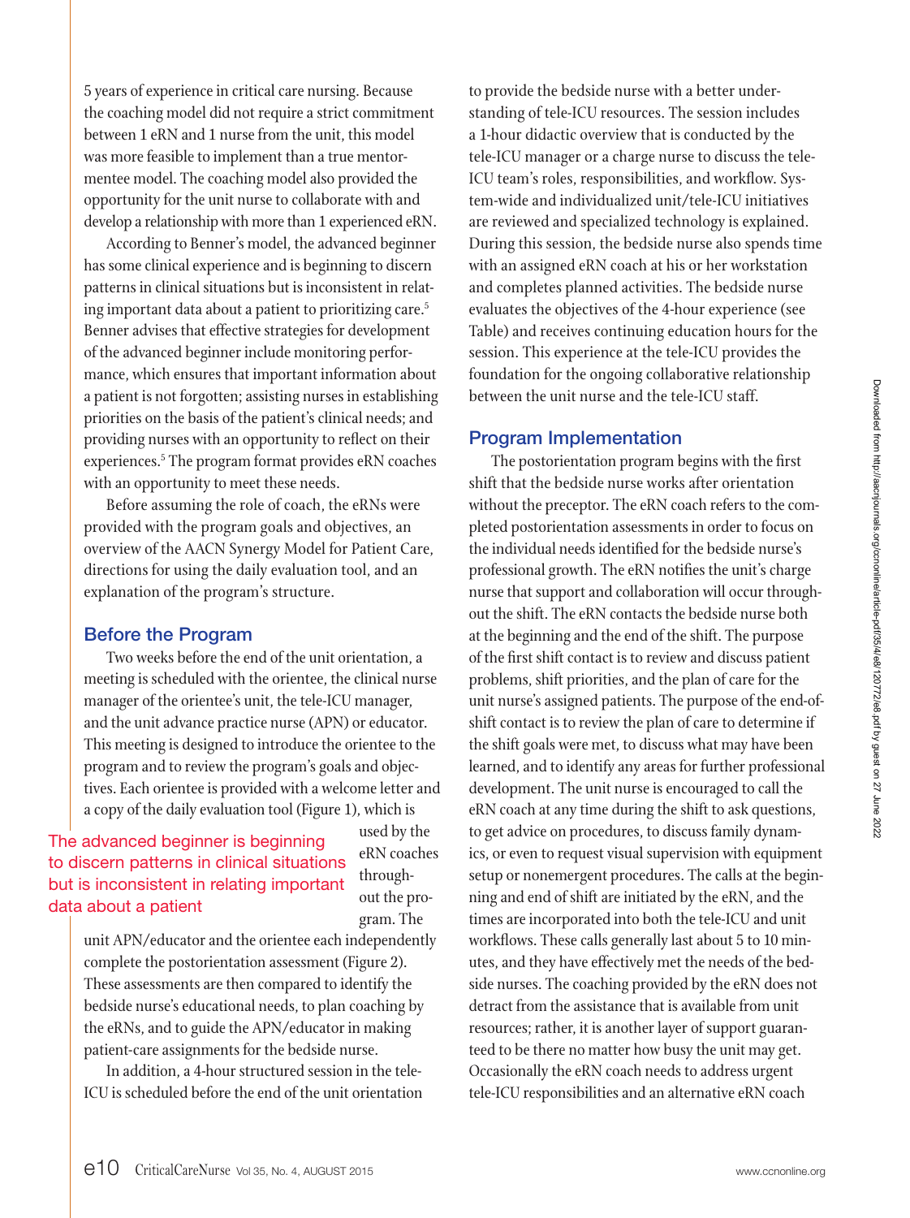5 years of experience in critical care nursing. Because the coaching model did not require a strict commitment between 1 eRN and 1 nurse from the unit, this model was more feasible to implement than a true mentor-mentee model. The coaching model also provided the opportunity for the unit nurse to collaborate with and develop a relationship with more than 1 experienced eRN.

According to Benner's model, the advanced beginner has some clinical experience and is beginning to discern patterns in clinical situations but is inconsistent in relating important data about a patient to prioritizing care.[5] Benner advises that effective strategies for development of the advanced beginner include monitoring performance, which ensures that important information about a patient is not forgotten; assisting nurses in establishing priorities on the basis of the patient's clinical needs; and providing nurses with an opportunity to reflect on their experiences.[5] The program format provides eRN coaches with an opportunity to meet these needs.

Before assuming the role of coach, the eRNs were provided with the program goals and objectives, an overview of the AACN Synergy Model for Patient Care, directions for using the daily evaluation tool, and an explanation of the program's structure.

## Before the Program

Two weeks before the end of the unit orientation, a meeting is scheduled with the orientee, the clinical nurse manager of the orientee's unit, the tele-ICU manager, and the unit advance practice nurse (APN) or educator. This meeting is designed to introduce the orientee to the program and to review the program's goals and objectives. Each orientee is provided with a welcome letter and a copy of the daily evaluation tool (Figure 1), which is used by the eRN coaches throughout the program. The unit APN/educator and the orientee each independently complete the postorientation assessment (Figure 2). These assessments are then compared to identify the bedside nurse's educational needs, to plan coaching by the eRNs, and to guide the APN/educator in making patient-care assignments for the bedside nurse.

> The advanced beginner is beginning to discern patterns in clinical situations but is inconsistent in relating important data about a patient

In addition, a 4-hour structured session in the tele-ICU is scheduled before the end of the unit orientation to provide the bedside nurse with a better understanding of tele-ICU resources. The session includes a 1-hour didactic overview that is conducted by the tele-ICU manager or a charge nurse to discuss the tele-ICU team's roles, responsibilities, and workflow. System-wide and individualized unit/tele-ICU initiatives are reviewed and specialized technology is explained. During this session, the bedside nurse also spends time with an assigned eRN coach at his or her workstation and completes planned activities. The bedside nurse evaluates the objectives of the 4-hour experience (see Table) and receives continuing education hours for the session. This experience at the tele-ICU provides the foundation for the ongoing collaborative relationship between the unit nurse and the tele-ICU staff.

## Program Implementation

The postorientation program begins with the first shift that the bedside nurse works after orientation without the preceptor. The eRN coach refers to the completed postorientation assessments in order to focus on the individual needs identified for the bedside nurse's professional growth. The eRN notifies the unit's charge nurse that support and collaboration will occur throughout the shift. The eRN contacts the bedside nurse both at the beginning and the end of the shift. The purpose of the first shift contact is to review and discuss patient problems, shift priorities, and the plan of care for the unit nurse's assigned patients. The purpose of the end-of-shift contact is to review the plan of care to determine if the shift goals were met, to discuss what may have been learned, and to identify any areas for further professional development. The unit nurse is encouraged to call the eRN coach at any time during the shift to ask questions, to get advice on procedures, to discuss family dynamics, or even to request visual supervision with equipment setup or nonemergent procedures. The calls at the beginning and end of shift are initiated by the eRN, and the times are incorporated into both the tele-ICU and unit workflows. These calls generally last about 5 to 10 minutes, and they have effectively met the needs of the bedside nurses. The coaching provided by the eRN does not detract from the assistance that is available from unit resources; rather, it is another layer of support guaranteed to be there no matter how busy the unit may get. Occasionally the eRN coach needs to address urgent tele-ICU responsibilities and an alternative eRN coach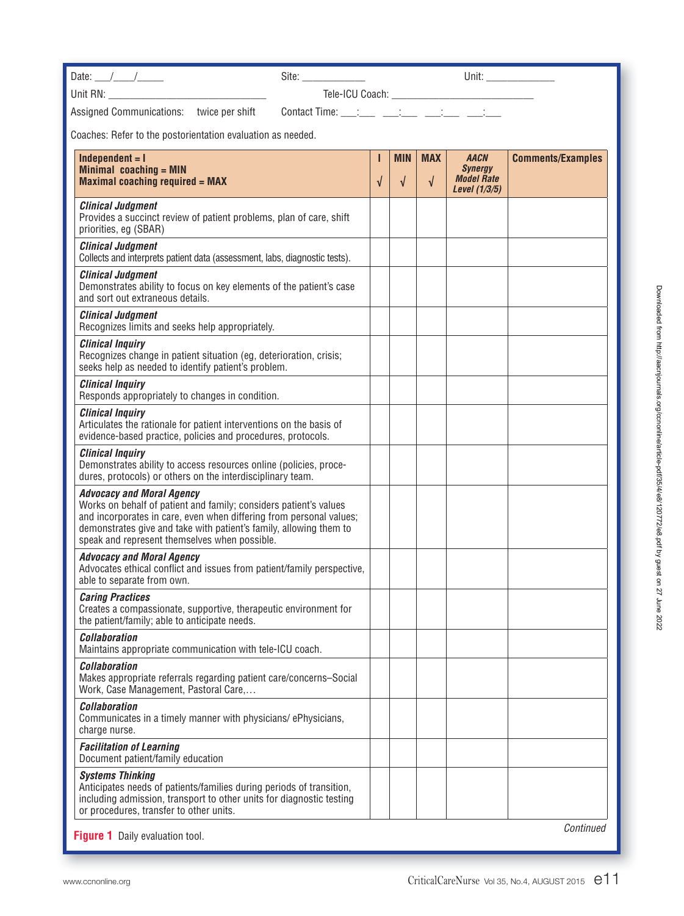Date: ___/___/_____ Site: ___________ Unit: ____________

Unit RN: ____________________________ Tele-ICU Coach: __________________________

Assigned Communications: twice per shift Contact Time: ___:___ ___:___ ___:___ ___:___

Coaches: Refer to the postorientation evaluation as needed.

| **Independent = I**<br>**Minimal coaching = MIN**<br>**Maximal coaching required = MAX** | **I**<br>√ | **MIN**<br>√ | **MAX**<br>√ | ***AACN Synergy Model Rate Level (1/3/5)*** | **Comments/Examples** |
|---|---|---|---|---|---|
| ***Clinical Judgment***<br>Provides a succinct review of patient problems, plan of care, shift priorities, eg (SBAR) | | | | | |
| ***Clinical Judgment***<br>Collects and interprets patient data (assessment, labs, diagnostic tests). | | | | | |
| ***Clinical Judgment***<br>Demonstrates ability to focus on key elements of the patient's case and sort out extraneous details. | | | | | |
| ***Clinical Judgment***<br>Recognizes limits and seeks help appropriately. | | | | | |
| ***Clinical Inquiry***<br>Recognizes change in patient situation (eg, deterioration, crisis; seeks help as needed to identify patient's problem. | | | | | |
| ***Clinical Inquiry***<br>Responds appropriately to changes in condition. | | | | | |
| ***Clinical Inquiry***<br>Articulates the rationale for patient interventions on the basis of evidence-based practice, policies and procedures, protocols. | | | | | |
| ***Clinical Inquiry***<br>Demonstrates ability to access resources online (policies, procedures, protocols) or others on the interdisciplinary team. | | | | | |
| ***Advocacy and Moral Agency***<br>Works on behalf of patient and family; considers patient's values and incorporates in care, even when differing from personal values; demonstrates give and take with patient's family, allowing them to speak and represent themselves when possible. | | | | | |
| ***Advocacy and Moral Agency***<br>Advocates ethical conflict and issues from patient/family perspective, able to separate from own. | | | | | |
| ***Caring Practices***<br>Creates a compassionate, supportive, therapeutic environment for the patient/family; able to anticipate needs. | | | | | |
| ***Collaboration***<br>Maintains appropriate communication with tele-ICU coach. | | | | | |
| ***Collaboration***<br>Makes appropriate referrals regarding patient care/concerns–Social Work, Case Management, Pastoral Care,… | | | | | |
| ***Collaboration***<br>Communicates in a timely manner with physicians/ ePhysicians, charge nurse. | | | | | |
| ***Facilitation of Learning***<br>Document patient/family education | | | | | |
| ***Systems Thinking***<br>Anticipates needs of patients/families during periods of transition, including admission, transport to other units for diagnostic testing or procedures, transfer to other units. | | | | | |

*Continued*

**Figure 1** Daily evaluation tool.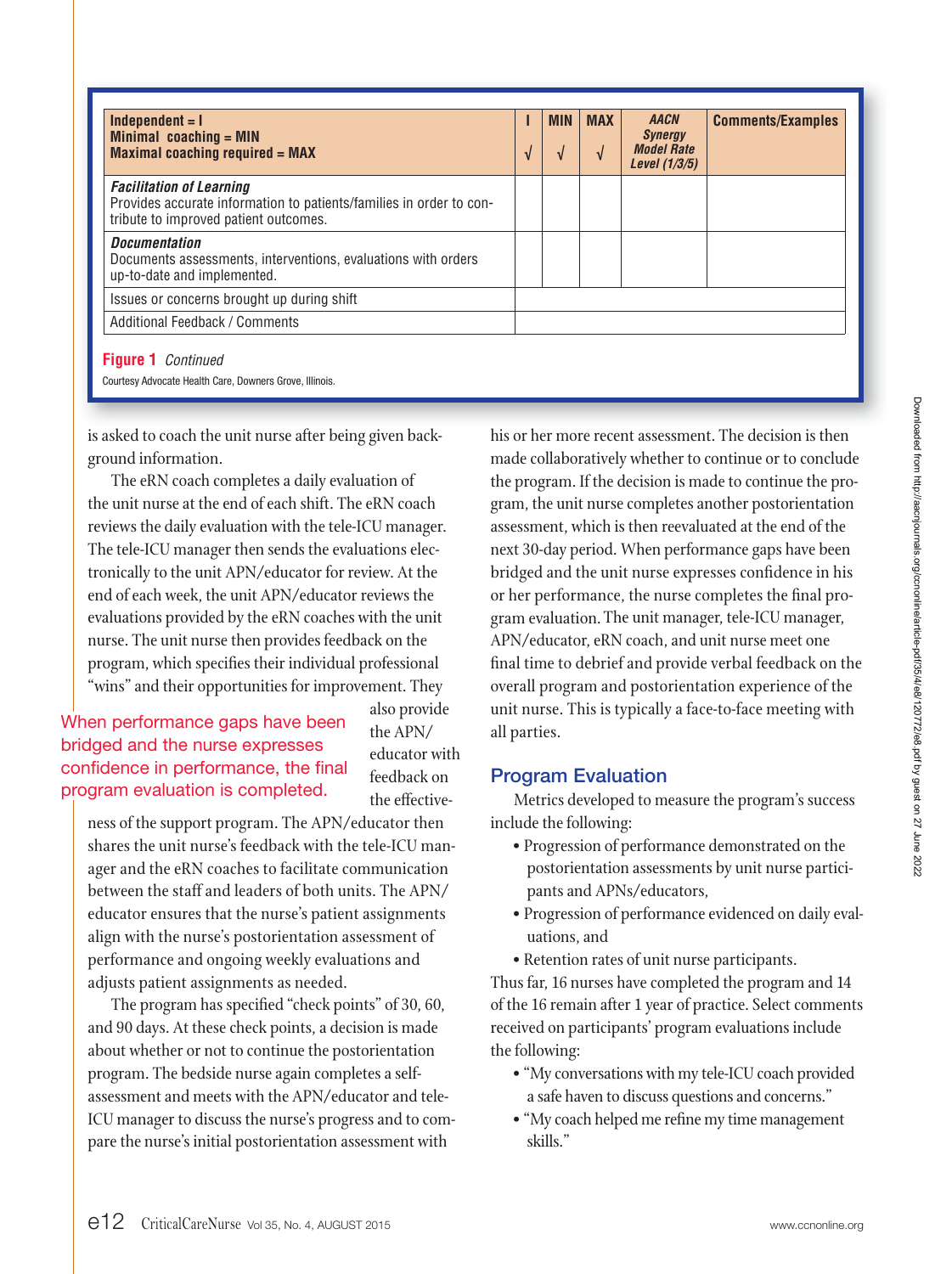| Independent = I<br>Minimal coaching = MIN<br>Maximal coaching required = MAX | I<br>√ | MIN<br>√ | MAX<br>√ | *AACN Synergy Model Rate Level (1/3/5)* | Comments/Examples |
|---|---|---|---|---|---|
| ***Facilitation of Learning***<br>Provides accurate information to patients/families in order to contribute to improved patient outcomes. | | | | | |
| ***Documentation***<br>Documents assessments, interventions, evaluations with orders up-to-date and implemented. | | | | | |
| Issues or concerns brought up during shift | | | | | |
| Additional Feedback / Comments | | | | | |

**Figure 1** *Continued*

Courtesy Advocate Health Care, Downers Grove, Illinois.

is asked to coach the unit nurse after being given background information.

The eRN coach completes a daily evaluation of the unit nurse at the end of each shift. The eRN coach reviews the daily evaluation with the tele-ICU manager. The tele-ICU manager then sends the evaluations electronically to the unit APN/educator for review. At the end of each week, the unit APN/educator reviews the evaluations provided by the eRN coaches with the unit nurse. The unit nurse then provides feedback on the program, which specifies their individual professional "wins" and their opportunities for improvement. They also provide the APN/educator with feedback on the effectiveness of the support program. The APN/educator then shares the unit nurse's feedback with the tele-ICU manager and the eRN coaches to facilitate communication between the staff and leaders of both units. The APN/educator ensures that the nurse's patient assignments align with the nurse's postorientation assessment of performance and ongoing weekly evaluations and adjusts patient assignments as needed.

When performance gaps have been bridged and the nurse expresses confidence in performance, the final program evaluation is completed.

The program has specified "check points" of 30, 60, and 90 days. At these check points, a decision is made about whether or not to continue the postorientation program. The bedside nurse again completes a self-assessment and meets with the APN/educator and tele-ICU manager to discuss the nurse's progress and to compare the nurse's initial postorientation assessment with his or her more recent assessment. The decision is then made collaboratively whether to continue or to conclude the program. If the decision is made to continue the program, the unit nurse completes another postorientation assessment, which is then reevaluated at the end of the next 30-day period. When performance gaps have been bridged and the unit nurse expresses confidence in his or her performance, the nurse completes the final program evaluation. The unit manager, tele-ICU manager, APN/educator, eRN coach, and unit nurse meet one final time to debrief and provide verbal feedback on the overall program and postorientation experience of the unit nurse. This is typically a face-to-face meeting with all parties.

## Program Evaluation

Metrics developed to measure the program's success include the following:

- Progression of performance demonstrated on the postorientation assessments by unit nurse participants and APNs/educators,
- Progression of performance evidenced on daily evaluations, and
- Retention rates of unit nurse participants.

Thus far, 16 nurses have completed the program and 14 of the 16 remain after 1 year of practice. Select comments received on participants' program evaluations include the following:

- "My conversations with my tele-ICU coach provided a safe haven to discuss questions and concerns."
- "My coach helped me refine my time management skills."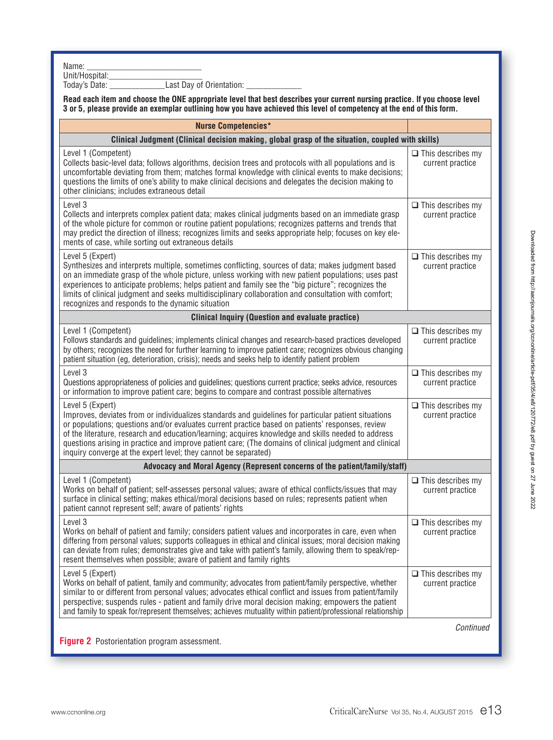Name: ___________________________
Unit/Hospital:_____________________
Today's Date: _____________Last Day of Orientation: _____________

**Read each item and choose the ONE appropriate level that best describes your current nursing practice. If you choose level 3 or 5, please provide an exemplar outlining how you have achieved this level of competency at the end of this form.**

| Nurse Competencies* | |
|---|---|
| **Clinical Judgment (Clinical decision making, global grasp of the situation, coupled with skills)** | |
| Level 1 (Competent)<br>Collects basic-level data; follows algorithms, decision trees and protocols with all populations and is uncomfortable deviating from them; matches formal knowledge with clinical events to make decisions; questions the limits of one's ability to make clinical decisions and delegates the decision making to other clinicians; includes extraneous detail | ❑ This describes my current practice |
| Level 3<br>Collects and interprets complex patient data; makes clinical judgments based on an immediate grasp of the whole picture for common or routine patient populations; recognizes patterns and trends that may predict the direction of illness; recognizes limits and seeks appropriate help; focuses on key elements of case, while sorting out extraneous details | ❑ This describes my current practice |
| Level 5 (Expert)<br>Synthesizes and interprets multiple, sometimes conflicting, sources of data; makes judgment based on an immediate grasp of the whole picture, unless working with new patient populations; uses past experiences to anticipate problems; helps patient and family see the "big picture"; recognizes the limits of clinical judgment and seeks multidisciplinary collaboration and consultation with comfort; recognizes and responds to the dynamic situation | ❑ This describes my current practice |
| **Clinical Inquiry (Question and evaluate practice)** | |
| Level 1 (Competent)<br>Follows standards and guidelines; implements clinical changes and research-based practices developed by others; recognizes the need for further learning to improve patient care; recognizes obvious changing patient situation (eg, deterioration, crisis); needs and seeks help to identify patient problem | ❑ This describes my current practice |
| Level 3<br>Questions appropriateness of policies and guidelines; questions current practice; seeks advice, resources or information to improve patient care; begins to compare and contrast possible alternatives | ❑ This describes my current practice |
| Level 5 (Expert)<br>Improves, deviates from or individualizes standards and guidelines for particular patient situations or populations; questions and/or evaluates current practice based on patients' responses, review of the literature, research and education/learning; acquires knowledge and skills needed to address questions arising in practice and improve patient care; (The domains of clinical judgment and clinical inquiry converge at the expert level; they cannot be separated) | ❑ This describes my current practice |
| **Advocacy and Moral Agency (Represent concerns of the patient/family/staff)** | |
| Level 1 (Competent)<br>Works on behalf of patient; self-assesses personal values; aware of ethical conflicts/issues that may surface in clinical setting; makes ethical/moral decisions based on rules; represents patient when patient cannot represent self; aware of patients' rights | ❑ This describes my current practice |
| Level 3<br>Works on behalf of patient and family; considers patient values and incorporates in care, even when differing from personal values; supports colleagues in ethical and clinical issues; moral decision making can deviate from rules; demonstrates give and take with patient's family, allowing them to speak/represent themselves when possible; aware of patient and family rights | ❑ This describes my current practice |
| Level 5 (Expert)<br>Works on behalf of patient, family and community; advocates from patient/family perspective, whether similar to or different from personal values; advocates ethical conflict and issues from patient/family perspective; suspends rules - patient and family drive moral decision making; empowers the patient and family to speak for/represent themselves; achieves mutuality within patient/professional relationship | ❑ This describes my current practice |

*Continued*

**Figure 2** Postorientation program assessment.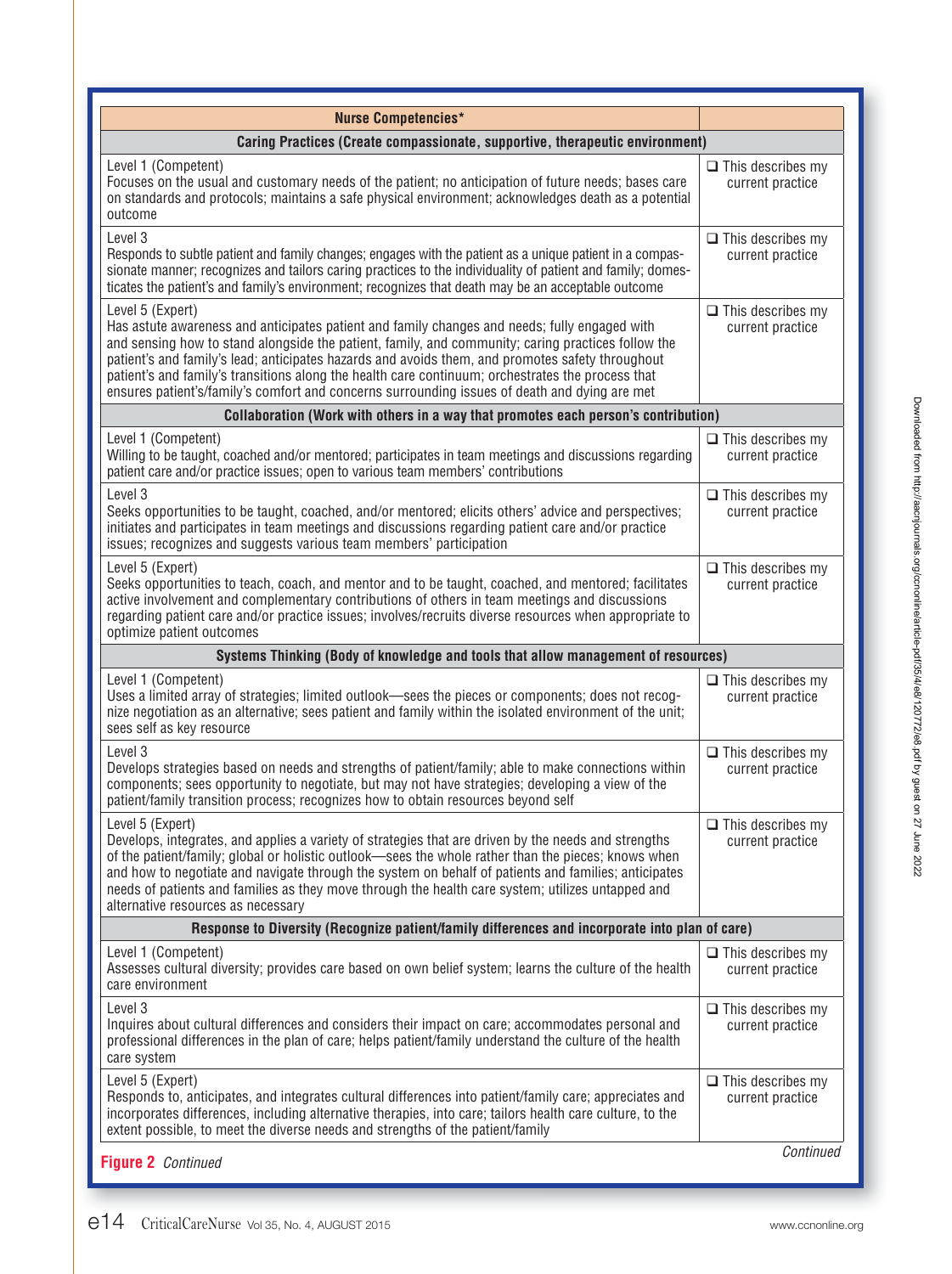| Nurse Competencies* | |
|---|---|
| **Caring Practices (Create compassionate, supportive, therapeutic environment)** | |
| Level 1 (Competent)<br>Focuses on the usual and customary needs of the patient; no anticipation of future needs; bases care on standards and protocols; maintains a safe physical environment; acknowledges death as a potential outcome | ❑ This describes my current practice |
| Level 3<br>Responds to subtle patient and family changes; engages with the patient as a unique patient in a compassionate manner; recognizes and tailors caring practices to the individuality of patient and family; domesticates the patient's and family's environment; recognizes that death may be an acceptable outcome | ❑ This describes my current practice |
| Level 5 (Expert)<br>Has astute awareness and anticipates patient and family changes and needs; fully engaged with and sensing how to stand alongside the patient, family, and community; caring practices follow the patient's and family's lead; anticipates hazards and avoids them, and promotes safety throughout patient's and family's transitions along the health care continuum; orchestrates the process that ensures patient's/family's comfort and concerns surrounding issues of death and dying are met | ❑ This describes my current practice |
| **Collaboration (Work with others in a way that promotes each person's contribution)** | |
| Level 1 (Competent)<br>Willing to be taught, coached and/or mentored; participates in team meetings and discussions regarding patient care and/or practice issues; open to various team members' contributions | ❑ This describes my current practice |
| Level 3<br>Seeks opportunities to be taught, coached, and/or mentored; elicits others' advice and perspectives; initiates and participates in team meetings and discussions regarding patient care and/or practice issues; recognizes and suggests various team members' participation | ❑ This describes my current practice |
| Level 5 (Expert)<br>Seeks opportunities to teach, coach, and mentor and to be taught, coached, and mentored; facilitates active involvement and complementary contributions of others in team meetings and discussions regarding patient care and/or practice issues; involves/recruits diverse resources when appropriate to optimize patient outcomes | ❑ This describes my current practice |
| **Systems Thinking (Body of knowledge and tools that allow management of resources)** | |
| Level 1 (Competent)<br>Uses a limited array of strategies; limited outlook—sees the pieces or components; does not recognize negotiation as an alternative; sees patient and family within the isolated environment of the unit; sees self as key resource | ❑ This describes my current practice |
| Level 3<br>Develops strategies based on needs and strengths of patient/family; able to make connections within components; sees opportunity to negotiate, but may not have strategies; developing a view of the patient/family transition process; recognizes how to obtain resources beyond self | ❑ This describes my current practice |
| Level 5 (Expert)<br>Develops, integrates, and applies a variety of strategies that are driven by the needs and strengths of the patient/family; global or holistic outlook—sees the whole rather than the pieces; knows when and how to negotiate and navigate through the system on behalf of patients and families; anticipates needs of patients and families as they move through the health care system; utilizes untapped and alternative resources as necessary | ❑ This describes my current practice |
| **Response to Diversity (Recognize patient/family differences and incorporate into plan of care)** | |
| Level 1 (Competent)<br>Assesses cultural diversity; provides care based on own belief system; learns the culture of the health care environment | ❑ This describes my current practice |
| Level 3<br>Inquires about cultural differences and considers their impact on care; accommodates personal and professional differences in the plan of care; helps patient/family understand the culture of the health care system | ❑ This describes my current practice |
| Level 5 (Expert)<br>Responds to, anticipates, and integrates cultural differences into patient/family care; appreciates and incorporates differences, including alternative therapies, into care; tailors health care culture, to the extent possible, to meet the diverse needs and strengths of the patient/family | ❑ This describes my current practice |

*Continued*

**Figure 2** *Continued*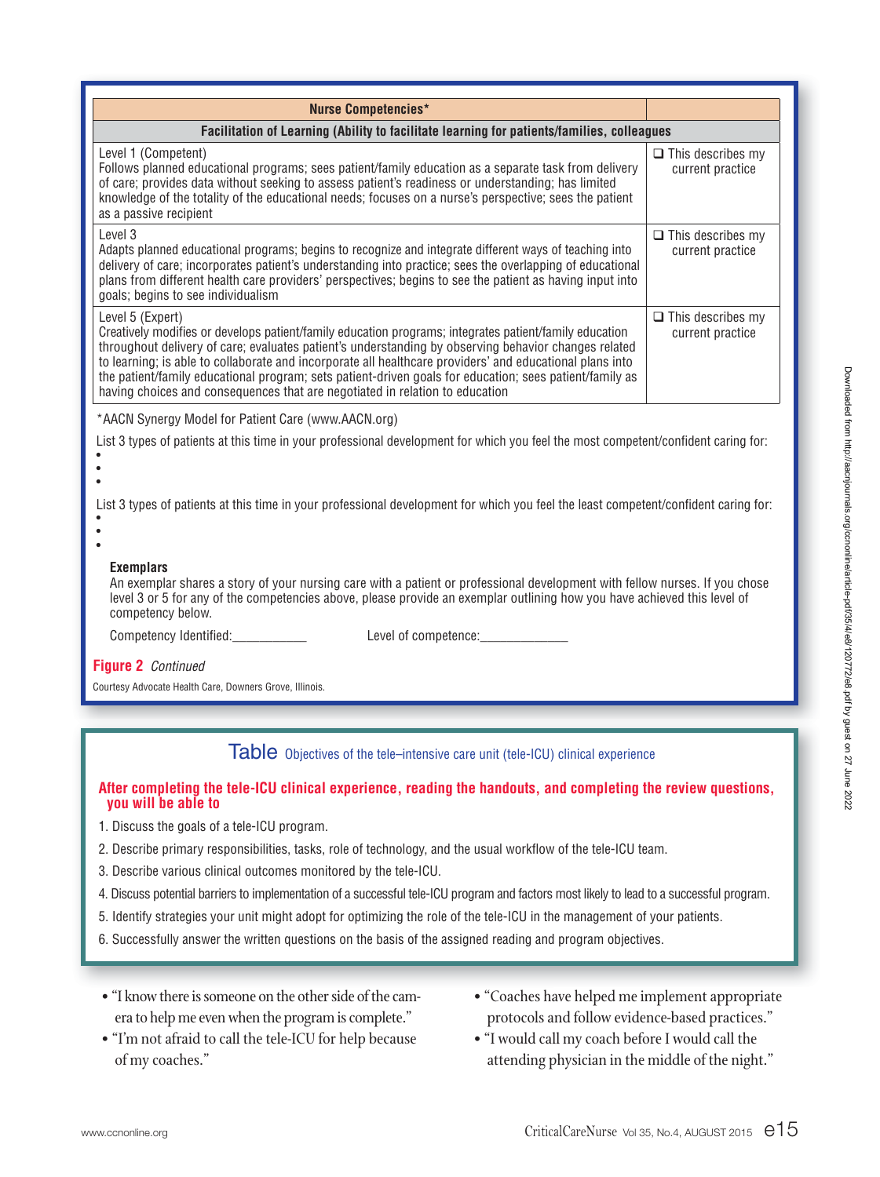| Nurse Competencies* | |
|---|---|
| **Facilitation of Learning (Ability to facilitate learning for patients/families, colleagues** | |
| Level 1 (Competent)<br>Follows planned educational programs; sees patient/family education as a separate task from delivery of care; provides data without seeking to assess patient's readiness or understanding; has limited knowledge of the totality of the educational needs; focuses on a nurse's perspective; sees the patient as a passive recipient | ❑ This describes my current practice |
| Level 3<br>Adapts planned educational programs; begins to recognize and integrate different ways of teaching into delivery of care; incorporates patient's understanding into practice; sees the overlapping of educational plans from different health care providers' perspectives; begins to see the patient as having input into goals; begins to see individualism | ❑ This describes my current practice |
| Level 5 (Expert)<br>Creatively modifies or develops patient/family education programs; integrates patient/family education throughout delivery of care; evaluates patient's understanding by observing behavior changes related to learning; is able to collaborate and incorporate all healthcare providers' and educational plans into the patient/family educational program; sets patient-driven goals for education; sees patient/family as having choices and consequences that are negotiated in relation to education | ❑ This describes my current practice |

*AACN Synergy Model for Patient Care (www.AACN.org)

List 3 types of patients at this time in your professional development for which you feel the most competent/confident caring for:

- 
- 
- 

List 3 types of patients at this time in your professional development for which you feel the least competent/confident caring for:

- 
- 
- 

**Exemplars**

An exemplar shares a story of your nursing care with a patient or professional development with fellow nurses. If you chose level 3 or 5 for any of the competencies above, please provide an exemplar outlining how you have achieved this level of competency below.

Competency Identified:___________ Level of competence:_____________

**Figure 2** *Continued*

Courtesy Advocate Health Care, Downers Grove, Illinois.

**Table** Objectives of the tele–intensive care unit (tele-ICU) clinical experience

**After completing the tele-ICU clinical experience, reading the handouts, and completing the review questions, you will be able to**

1. Discuss the goals of a tele-ICU program.
2. Describe primary responsibilities, tasks, role of technology, and the usual workflow of the tele-ICU team.
3. Describe various clinical outcomes monitored by the tele-ICU.
4. Discuss potential barriers to implementation of a successful tele-ICU program and factors most likely to lead to a successful program.
5. Identify strategies your unit might adopt for optimizing the role of the tele-ICU in the management of your patients.
6. Successfully answer the written questions on the basis of the assigned reading and program objectives.

- "I know there is someone on the other side of the camera to help me even when the program is complete."
- "I'm not afraid to call the tele-ICU for help because of my coaches."
- "Coaches have helped me implement appropriate protocols and follow evidence-based practices."
- "I would call my coach before I would call the attending physician in the middle of the night."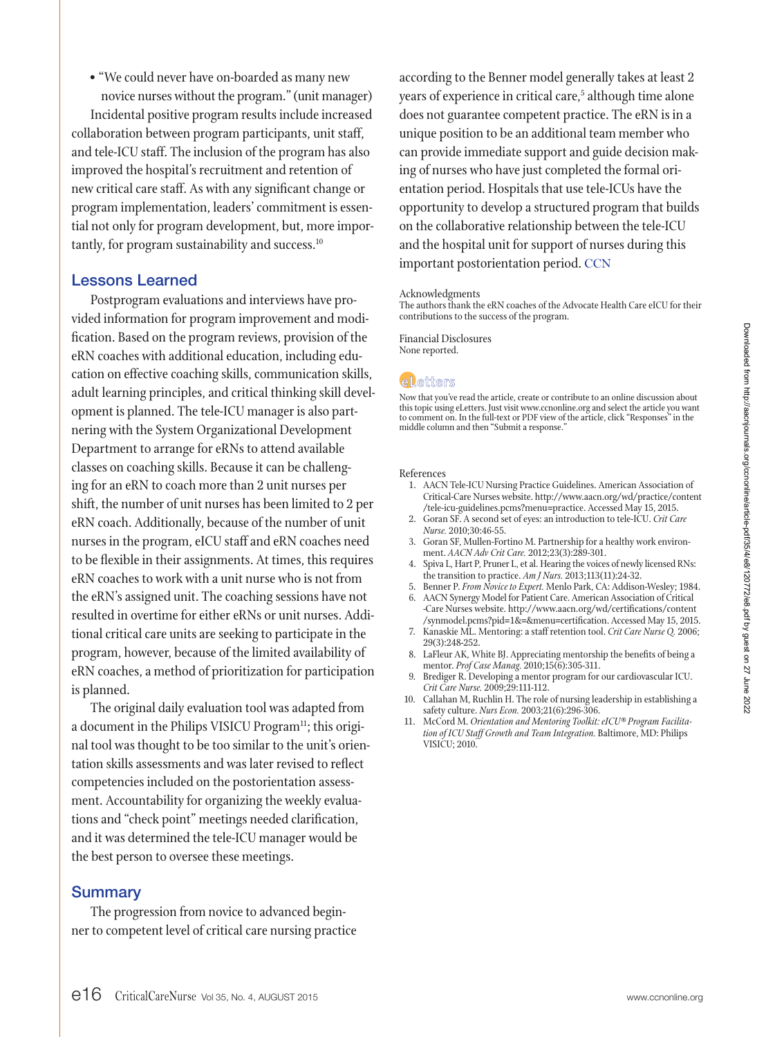- "We could never have on-boarded as many new novice nurses without the program." (unit manager)

Incidental positive program results include increased collaboration between program participants, unit staff, and tele-ICU staff. The inclusion of the program has also improved the hospital's recruitment and retention of new critical care staff. As with any significant change or program implementation, leaders' commitment is essential not only for program development, but, more importantly, for program sustainability and success.[10]

## Lessons Learned

Postprogram evaluations and interviews have provided information for program improvement and modification. Based on the program reviews, provision of the eRN coaches with additional education, including education on effective coaching skills, communication skills, adult learning principles, and critical thinking skill development is planned. The tele-ICU manager is also partnering with the System Organizational Development Department to arrange for eRNs to attend available classes on coaching skills. Because it can be challenging for an eRN to coach more than 2 unit nurses per shift, the number of unit nurses has been limited to 2 per eRN coach. Additionally, because of the number of unit nurses in the program, eICU staff and eRN coaches need to be flexible in their assignments. At times, this requires eRN coaches to work with a unit nurse who is not from the eRN's assigned unit. The coaching sessions have not resulted in overtime for either eRNs or unit nurses. Additional critical care units are seeking to participate in the program, however, because of the limited availability of eRN coaches, a method of prioritization for participation is planned.

The original daily evaluation tool was adapted from a document in the Philips VISICU Program[11]; this original tool was thought to be too similar to the unit's orientation skills assessments and was later revised to reflect competencies included on the postorientation assessment. Accountability for organizing the weekly evaluations and "check point" meetings needed clarification, and it was determined the tele-ICU manager would be the best person to oversee these meetings.

## Summary

The progression from novice to advanced beginner to competent level of critical care nursing practice according to the Benner model generally takes at least 2 years of experience in critical care,[5] although time alone does not guarantee competent practice. The eRN is in a unique position to be an additional team member who can provide immediate support and guide decision making of nurses who have just completed the formal orientation period. Hospitals that use tele-ICUs have the opportunity to develop a structured program that builds on the collaborative relationship between the tele-ICU and the hospital unit for support of nurses during this important postorientation period. CCN

Acknowledgments
The authors thank the eRN coaches of the Advocate Health Care eICU for their contributions to the success of the program.

Financial Disclosures
None reported.

eLetters

Now that you've read the article, create or contribute to an online discussion about this topic using eLetters. Just visit www.ccnonline.org and select the article you want to comment on. In the full-text or PDF view of the article, click "Responses" in the middle column and then "Submit a response."

References

1. AACN Tele-ICU Nursing Practice Guidelines. American Association of Critical-Care Nurses website. http://www.aacn.org/wd/practice/content/tele-icu-guidelines.pcms?menu=practice. Accessed May 15, 2015.
2. Goran SF. A second set of eyes: an introduction to tele-ICU. *Crit Care Nurse.* 2010;30:46-55.
3. Goran SF, Mullen-Fortino M. Partnership for a healthy work environment. *AACN Adv Crit Care.* 2012;23(3):289-301.
4. Spiva L, Hart P, Pruner L, et al. Hearing the voices of newly licensed RNs: the transition to practice. *Am J Nurs.* 2013;113(11):24-32.
5. Benner P. *From Novice to Expert.* Menlo Park, CA: Addison-Wesley; 1984.
6. AACN Synergy Model for Patient Care. American Association of Critical-Care Nurses website. http://www.aacn.org/wd/certifications/content/synmodel.pcms?pid=1&=&menu=certification. Accessed May 15, 2015.
7. Kanaskie ML. Mentoring: a staff retention tool. *Crit Care Nurse Q.* 2006;29(3):248-252.
8. LaFleur AK, White BJ. Appreciating mentorship the benefits of being a mentor. *Prof Case Manag.* 2010;15(6):305-311.
9. Brediger R. Developing a mentor program for our cardiovascular ICU. *Crit Care Nurse.* 2009;29:111-112.
10. Callahan M, Ruchlin H. The role of nursing leadership in establishing a safety culture. *Nurs Econ.* 2003;21(6):296-306.
11. McCord M. *Orientation and Mentoring Toolkit: eICU® Program Facilitation of ICU Staff Growth and Team Integration.* Baltimore, MD: Philips VISICU; 2010.